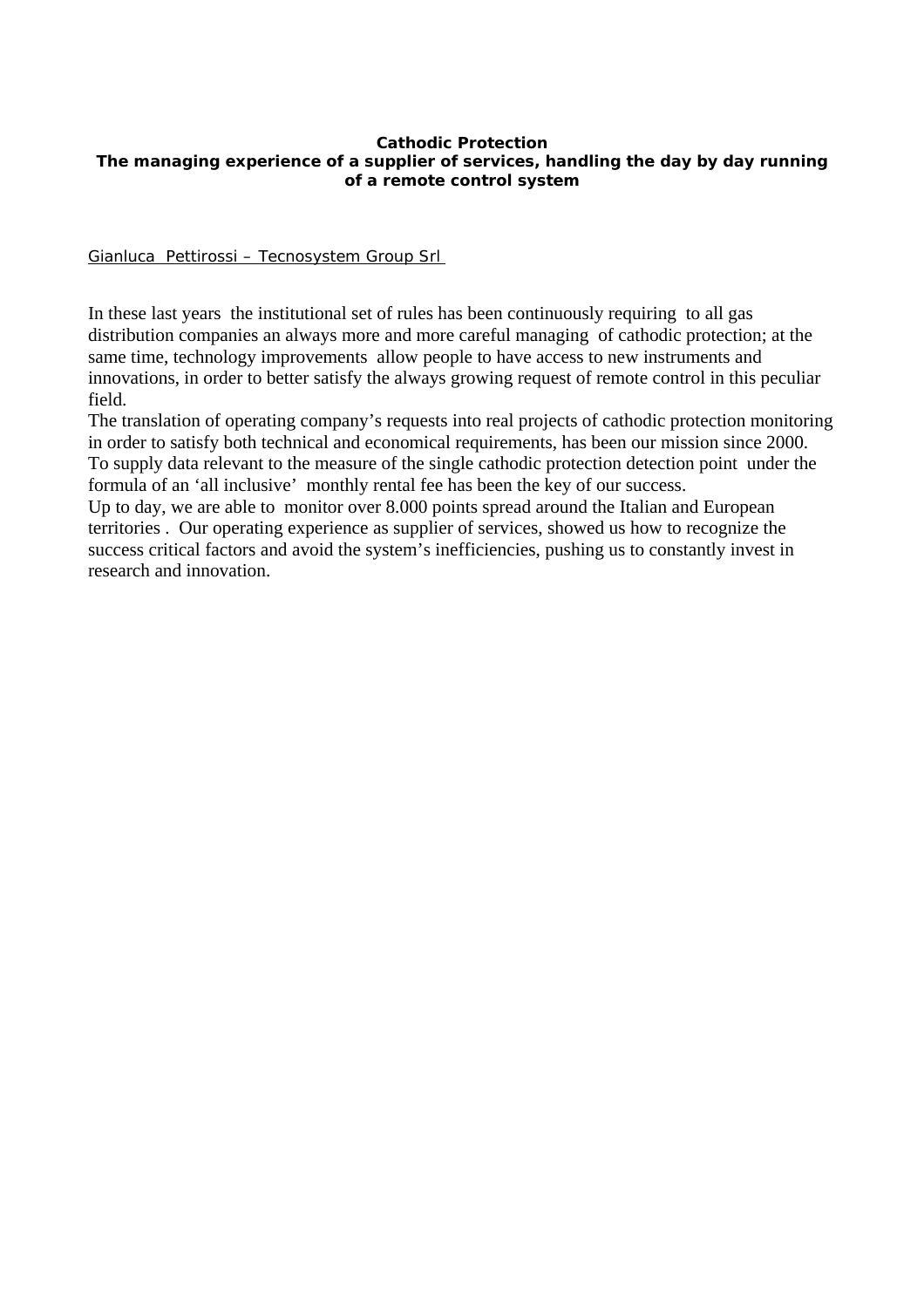**Cathodic Protection**

**The managing experience of a supplier of services, handling the day by day running of a remote control system**

Gianluca Pettirossi – Tecnosystem Group Srl

In these last years the institutional set of rules has been continuously requiring to all gas distribution companies an always more and more careful managing of cathodic protection; at the same time, technology improvements allow people to have access to new instruments and innovations, in order to better satisfy the always growing request of remote control in this peculiar field.

The translation of operating company's requests into real projects of cathodic protection monitoring in order to satisfy both technical and economical requirements, has been our mission since 2000.

To supply data relevant to the measure of the single cathodic protection detection point under the formula of an 'all inclusive' monthly rental fee has been the key of our success.

Up to day, we are able to monitor over 8.000 points spread around the Italian and European territories . Our operating experience as supplier of services, showed us how to recognize the success critical factors and avoid the system's inefficiencies, pushing us to constantly invest in research and innovation.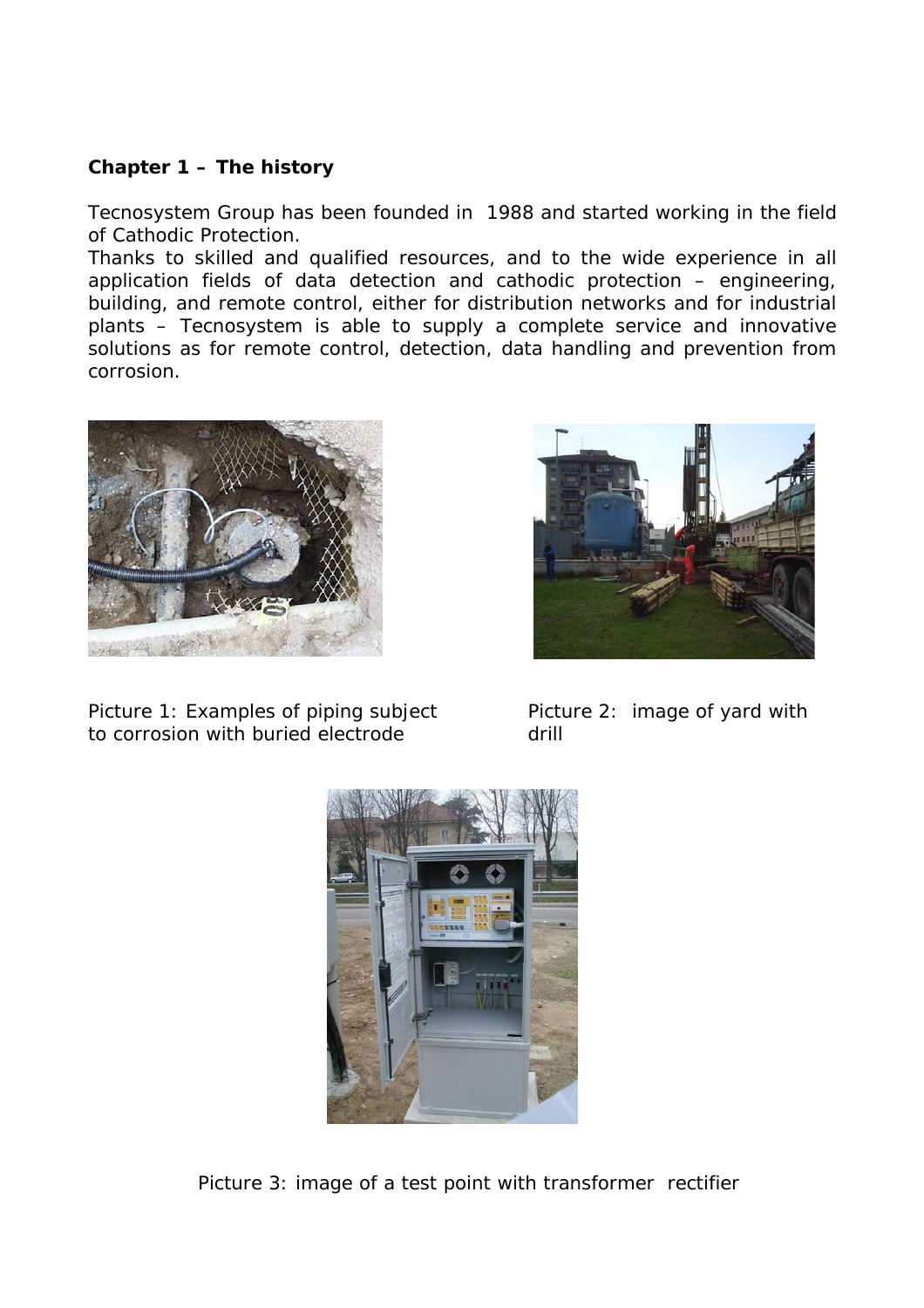**Chapter 1 – The history**

Tecnosystem Group has been founded in 1988 and started working in the field of Cathodic Protection.
Thanks to skilled and qualified resources, and to the wide experience in all application fields of data detection and cathodic protection – engineering, building, and remote control, either for distribution networks and for industrial plants – Tecnosystem is able to supply a complete service and innovative solutions as for remote control, detection, data handling and prevention from corrosion.

Picture 1: Examples of piping subject to corrosion with buried electrode

Picture 2: image of yard with drill

Picture 3: image of a test point with transformer rectifier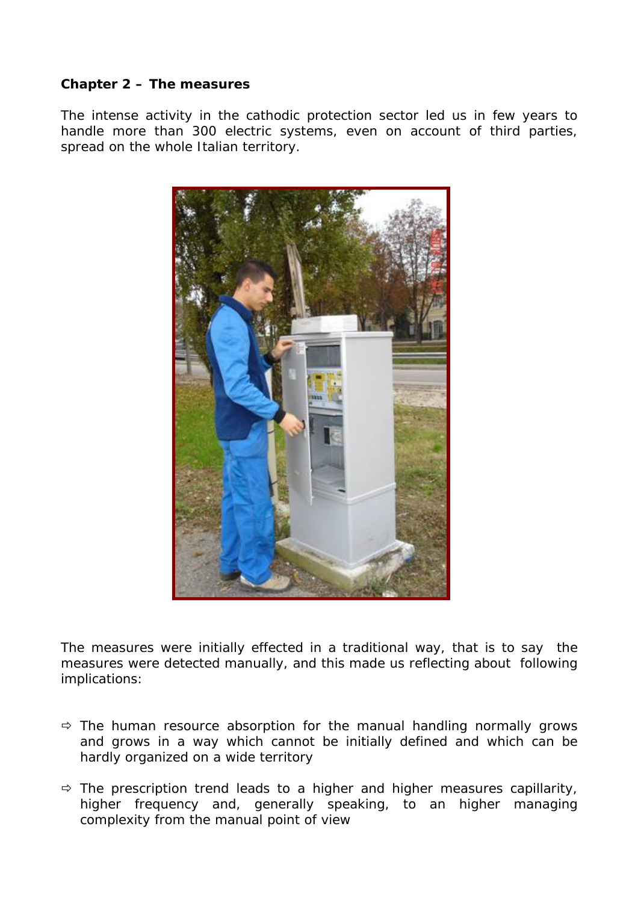**Chapter 2 – The measures**

The intense activity in the cathodic protection sector led us in few years to handle more than 300 electric systems, even on account of third parties, spread on the whole Italian territory.

The measures were initially effected in a traditional way, that is to say the measures were detected manually, and this made us reflecting about following implications:

- ⇨ The human resource absorption for the manual handling normally grows and grows in a way which cannot be initially defined and which can be hardly organized on a wide territory
- ⇨ The prescription trend leads to a higher and higher measures capillarity, higher frequency and, generally speaking, to an higher managing complexity from the manual point of view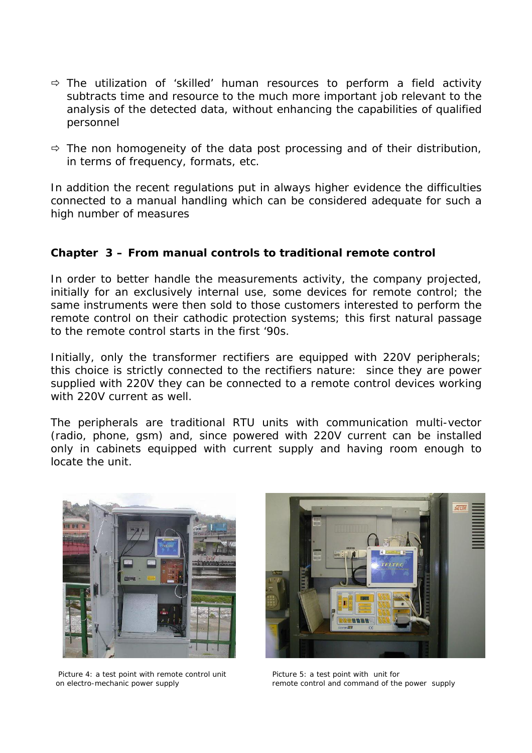- ⇨ The utilization of 'skilled' human resources to perform a field activity subtracts time and resource to the much more important job relevant to the analysis of the detected data, without enhancing the capabilities of qualified personnel

- ⇨ The non homogeneity of the data post processing and of their distribution, in terms of frequency, formats, etc.

In addition the recent regulations put in always higher evidence the difficulties connected to a manual handling which can be considered adequate for such a high number of measures

### Chapter 3 – From manual controls to traditional remote control

In order to better handle the measurements activity, the company projected, initially for an exclusively internal use, some devices for remote control; the same instruments were then sold to those customers interested to perform the remote control on their cathodic protection systems; this first natural passage to the remote control starts in the first '90s.

Initially, only the transformer rectifiers are equipped with 220V peripherals; this choice is strictly connected to the rectifiers nature: since they are power supplied with 220V they can be connected to a remote control devices working with 220V current as well.

The peripherals are traditional RTU units with communication multi-vector (radio, phone, gsm) and, since powered with 220V current can be installed only in cabinets equipped with current supply and having room enough to locate the unit.

Picture 4: a test point with remote control unit on electro-mechanic power supply

Picture 5: a test point with unit for remote control and command of the power supply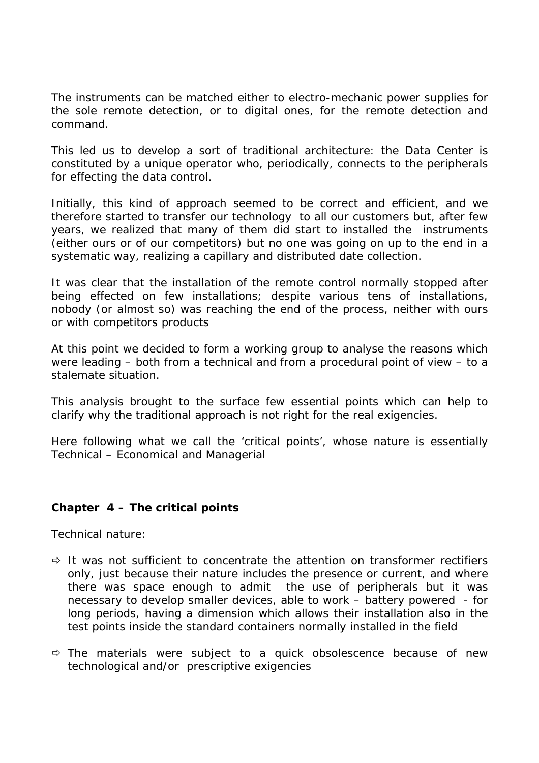The instruments can be matched either to electro-mechanic power supplies for the sole remote detection, or to digital ones, for the remote detection and command.

This led us to develop a sort of traditional architecture: the Data Center is constituted by a unique operator who, periodically, connects to the peripherals for effecting the data control.

Initially, this kind of approach seemed to be correct and efficient, and we therefore started to transfer our technology to all our customers but, after few years, we realized that many of them did start to installed the instruments (either ours or of our competitors) but no one was going on up to the end in a systematic way, realizing a capillary and distributed date collection.

It was clear that the installation of the remote control normally stopped after being effected on few installations; despite various tens of installations, nobody (or almost so) was reaching the end of the process, neither with ours or with competitors products

At this point we decided to form a working group to analyse the reasons which were leading – both from a technical and from a procedural point of view – to a stalemate situation.

This analysis brought to the surface few essential points which can help to clarify why the traditional approach is not right for the real exigencies.

Here following what we call the 'critical points', whose nature is essentially Technical – Economical and Managerial

## Chapter 4 – The critical points

Technical nature:

- ⇨ It was not sufficient to concentrate the attention on transformer rectifiers only, just because their nature includes the presence or current, and where there was space enough to admit the use of peripherals but it was necessary to develop smaller devices, able to work – battery powered - for long periods, having a dimension which allows their installation also in the test points inside the standard containers normally installed in the field
- ⇨ The materials were subject to a quick obsolescence because of new technological and/or prescriptive exigencies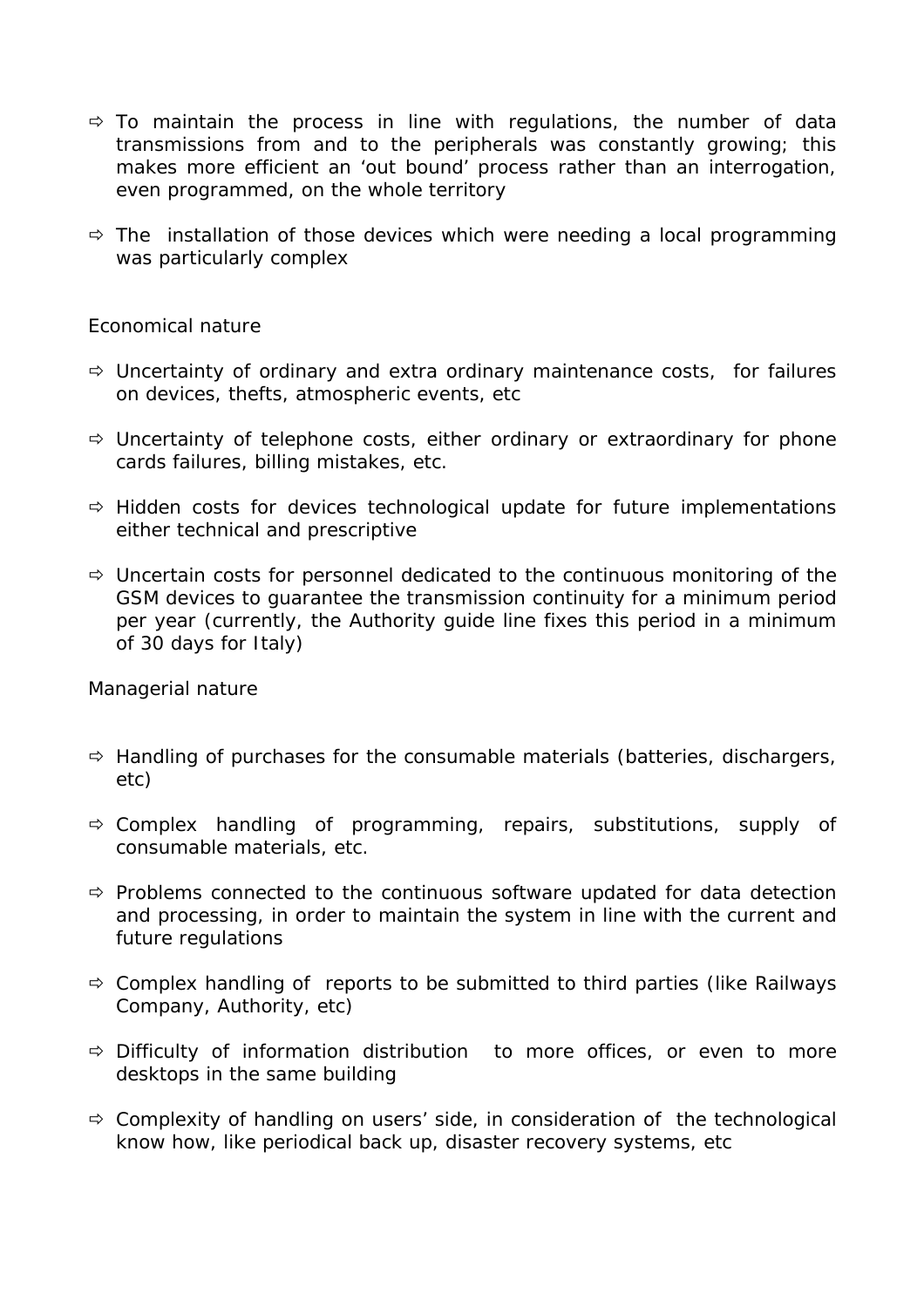- ⇨ To maintain the process in line with regulations, the number of data transmissions from and to the peripherals was constantly growing; this makes more efficient an 'out bound' process rather than an interrogation, even programmed, on the whole territory

- ⇨ The installation of those devices which were needing a local programming was particularly complex

Economical nature

- ⇨ Uncertainty of ordinary and extra ordinary maintenance costs, for failures on devices, thefts, atmospheric events, etc

- ⇨ Uncertainty of telephone costs, either ordinary or extraordinary for phone cards failures, billing mistakes, etc.

- ⇨ Hidden costs for devices technological update for future implementations either technical and prescriptive

- ⇨ Uncertain costs for personnel dedicated to the continuous monitoring of the GSM devices to guarantee the transmission continuity for a minimum period per year (currently, the Authority guide line fixes this period in a minimum of 30 days for Italy)

Managerial nature

- ⇨ Handling of purchases for the consumable materials (batteries, dischargers, etc)

- ⇨ Complex handling of programming, repairs, substitutions, supply of consumable materials, etc.

- ⇨ Problems connected to the continuous software updated for data detection and processing, in order to maintain the system in line with the current and future regulations

- ⇨ Complex handling of reports to be submitted to third parties (like Railways Company, Authority, etc)

- ⇨ Difficulty of information distribution to more offices, or even to more desktops in the same building

- ⇨ Complexity of handling on users' side, in consideration of the technological know how, like periodical back up, disaster recovery systems, etc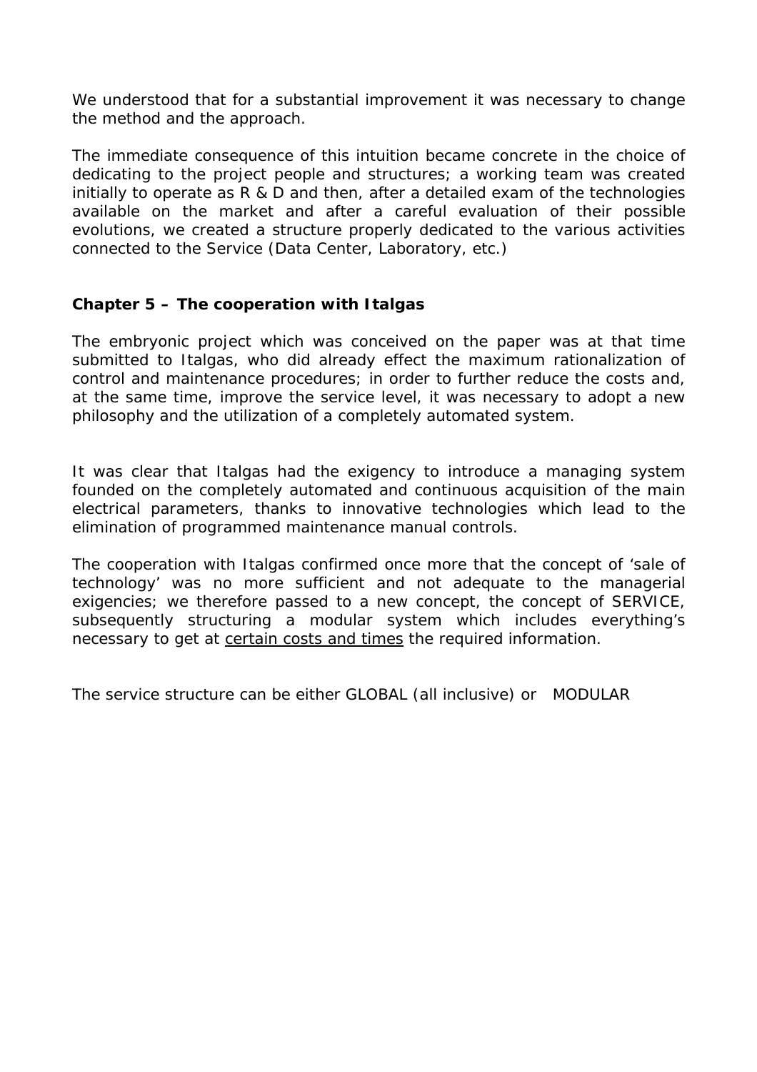We understood that for a substantial improvement it was necessary to change the method and the approach.

The immediate consequence of this intuition became concrete in the choice of dedicating to the project people and structures; a working team was created initially to operate as R & D and then, after a detailed exam of the technologies available on the market and after a careful evaluation of their possible evolutions, we created a structure properly dedicated to the various activities connected to the Service (Data Center, Laboratory, etc.)

## Chapter 5 – The cooperation with Italgas

The embryonic project which was conceived on the paper was at that time submitted to Italgas, who did already effect the maximum rationalization of control and maintenance procedures; in order to further reduce the costs and, at the same time, improve the service level, it was necessary to adopt a new philosophy and the utilization of a completely automated system.

It was clear that Italgas had the exigency to introduce a managing system founded on the completely automated and continuous acquisition of the main electrical parameters, thanks to innovative technologies which lead to the elimination of programmed maintenance manual controls.

The cooperation with Italgas confirmed once more that the concept of 'sale of technology' was no more sufficient and not adequate to the managerial exigencies; we therefore passed to a new concept, the concept of SERVICE, subsequently structuring a modular system which includes everything's necessary to get at <u>certain costs and times</u> the required information.

The service structure can be either GLOBAL (all inclusive) or MODULAR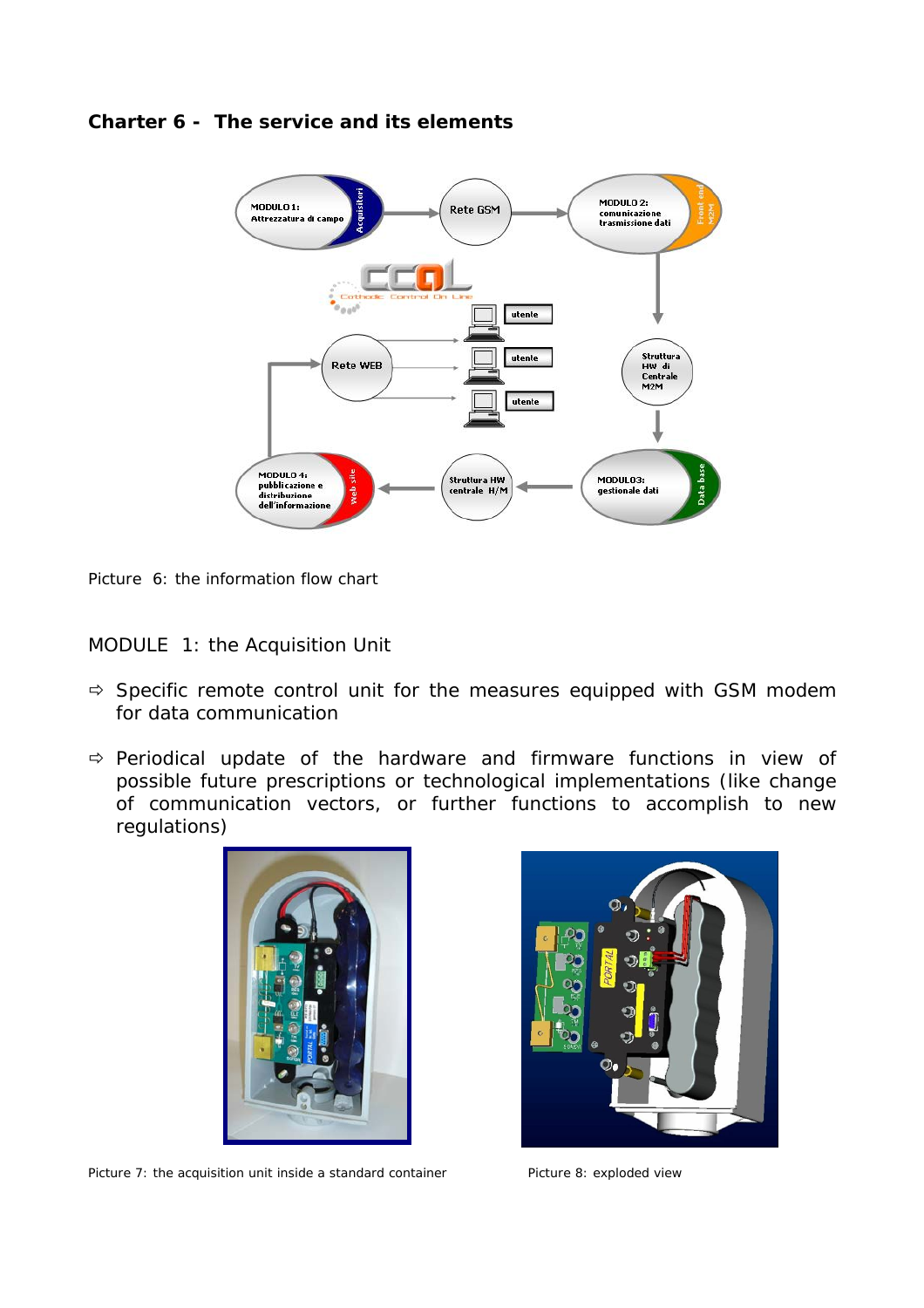## Charter 6 - The service and its elements

Picture 6: the information flow chart

MODULE 1: the Acquisition Unit

- ⇨ Specific remote control unit for the measures equipped with GSM modem for data communication
- ⇨ Periodical update of the hardware and firmware functions in view of possible future prescriptions or technological implementations (like change of communication vectors, or further functions to accomplish to new regulations)

Picture 7: the acquisition unit inside a standard container

Picture 8: exploded view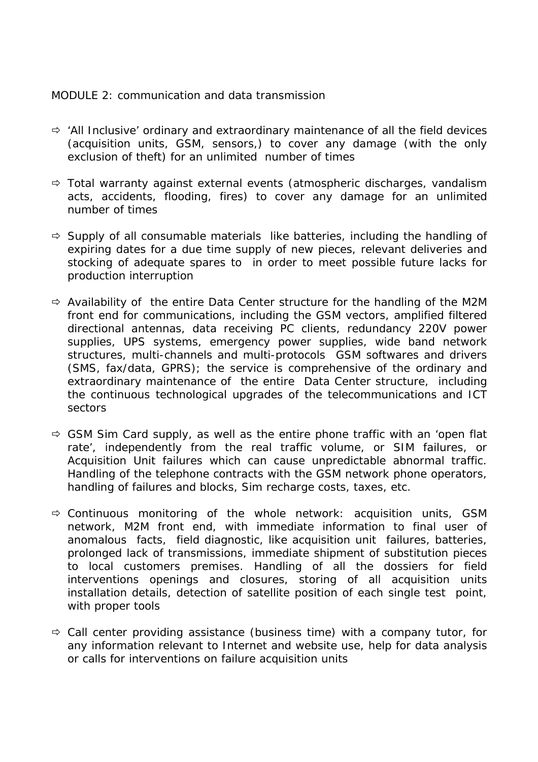MODULE 2: communication and data transmission

- 'All Inclusive' ordinary and extraordinary maintenance of all the field devices (acquisition units, GSM, sensors,) to cover any damage (with the only exclusion of theft) for an unlimited number of times

- Total warranty against external events (atmospheric discharges, vandalism acts, accidents, flooding, fires) to cover any damage for an unlimited number of times

- Supply of all consumable materials like batteries, including the handling of expiring dates for a due time supply of new pieces, relevant deliveries and stocking of adequate spares to in order to meet possible future lacks for production interruption

- Availability of the entire Data Center structure for the handling of the M2M front end for communications, including the GSM vectors, amplified filtered directional antennas, data receiving PC clients, redundancy 220V power supplies, UPS systems, emergency power supplies, wide band network structures, multi-channels and multi-protocols GSM softwares and drivers (SMS, fax/data, GPRS); the service is comprehensive of the ordinary and extraordinary maintenance of the entire Data Center structure, including the continuous technological upgrades of the telecommunications and ICT sectors

- GSM Sim Card supply, as well as the entire phone traffic with an 'open flat rate', independently from the real traffic volume, or SIM failures, or Acquisition Unit failures which can cause unpredictable abnormal traffic. Handling of the telephone contracts with the GSM network phone operators, handling of failures and blocks, Sim recharge costs, taxes, etc.

- Continuous monitoring of the whole network: acquisition units, GSM network, M2M front end, with immediate information to final user of anomalous facts, field diagnostic, like acquisition unit failures, batteries, prolonged lack of transmissions, immediate shipment of substitution pieces to local customers premises. Handling of all the dossiers for field interventions openings and closures, storing of all acquisition units installation details, detection of satellite position of each single test point, with proper tools

- Call center providing assistance (business time) with a company tutor, for any information relevant to Internet and website use, help for data analysis or calls for interventions on failure acquisition units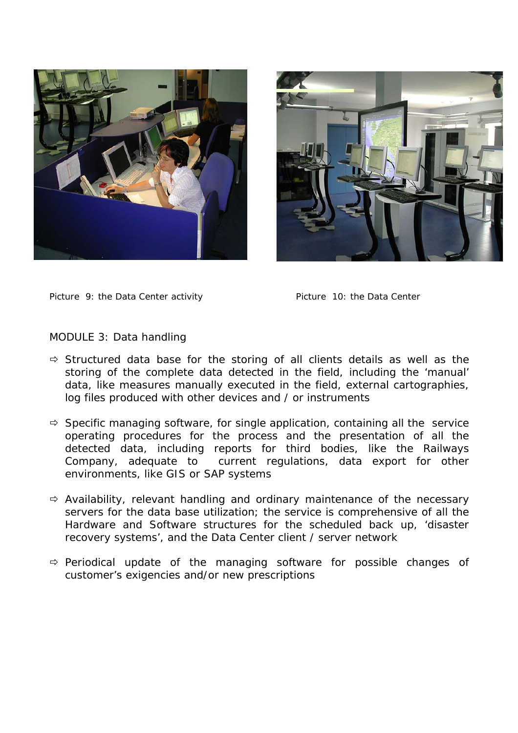Picture 9: the Data Center activity

Picture 10: the Data Center

MODULE 3: Data handling

- ⇨ Structured data base for the storing of all clients details as well as the storing of the complete data detected in the field, including the 'manual' data, like measures manually executed in the field, external cartographies, log files produced with other devices and / or instruments

- ⇨ Specific managing software, for single application, containing all the service operating procedures for the process and the presentation of all the detected data, including reports for third bodies, like the Railways Company, adequate to current regulations, data export for other environments, like GIS or SAP systems

- ⇨ Availability, relevant handling and ordinary maintenance of the necessary servers for the data base utilization; the service is comprehensive of all the Hardware and Software structures for the scheduled back up, 'disaster recovery systems', and the Data Center client / server network

- ⇨ Periodical update of the managing software for possible changes of customer's exigencies and/or new prescriptions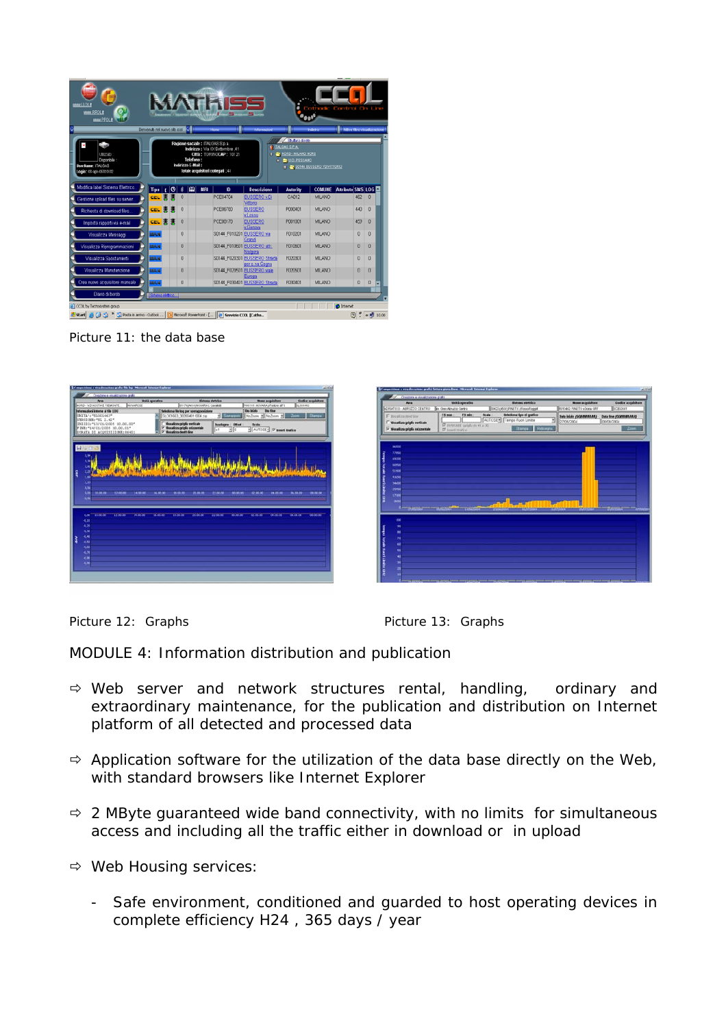Picture 11: the data base

Picture 12: Graphs

Picture 13: Graphs

## MODULE 4: Information distribution and publication

- Web server and network structures rental, handling, ordinary and extraordinary maintenance, for the publication and distribution on Internet platform of all detected and processed data

- Application software for the utilization of the data base directly on the Web, with standard browsers like Internet Explorer

- 2 MByte guaranteed wide band connectivity, with no limits for simultaneous access and including all the traffic either in download or in upload

- Web Housing services:

  - Safe environment, conditioned and guarded to host operating devices in complete efficiency H24 , 365 days / year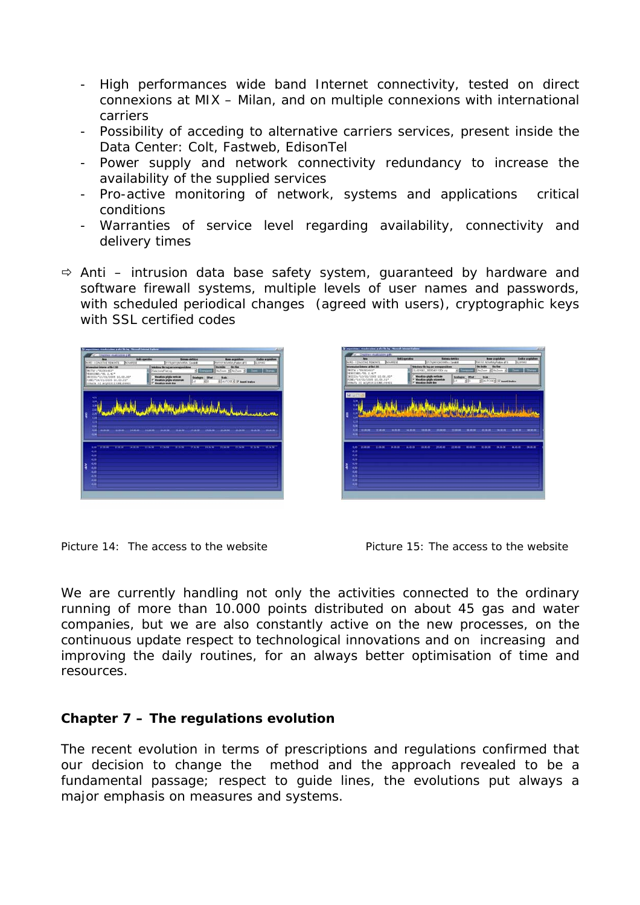- High performances wide band Internet connectivity, tested on direct connexions at MIX – Milan, and on multiple connexions with international carriers
- Possibility of acceding to alternative carriers services, present inside the Data Center: Colt, Fastweb, EdisonTel
- Power supply and network connectivity redundancy to increase the availability of the supplied services
- Pro-active monitoring of network, systems and applications critical conditions
- Warranties of service level regarding availability, connectivity and delivery times

⇨ Anti – intrusion data base safety system, guaranteed by hardware and software firewall systems, multiple levels of user names and passwords, with scheduled periodical changes (agreed with users), cryptographic keys with SSL certified codes

Picture 14: The access to the website

Picture 15: The access to the website

We are currently handling not only the activities connected to the ordinary running of more than 10.000 points distributed on about 45 gas and water companies, but we are also constantly active on the new processes, on the continuous update respect to technological innovations and on increasing and improving the daily routines, for an always better optimisation of time and resources.

**Chapter 7 – The regulations evolution**

The recent evolution in terms of prescriptions and regulations confirmed that our decision to change the method and the approach revealed to be a fundamental passage; respect to guide lines, the evolutions put always a major emphasis on measures and systems.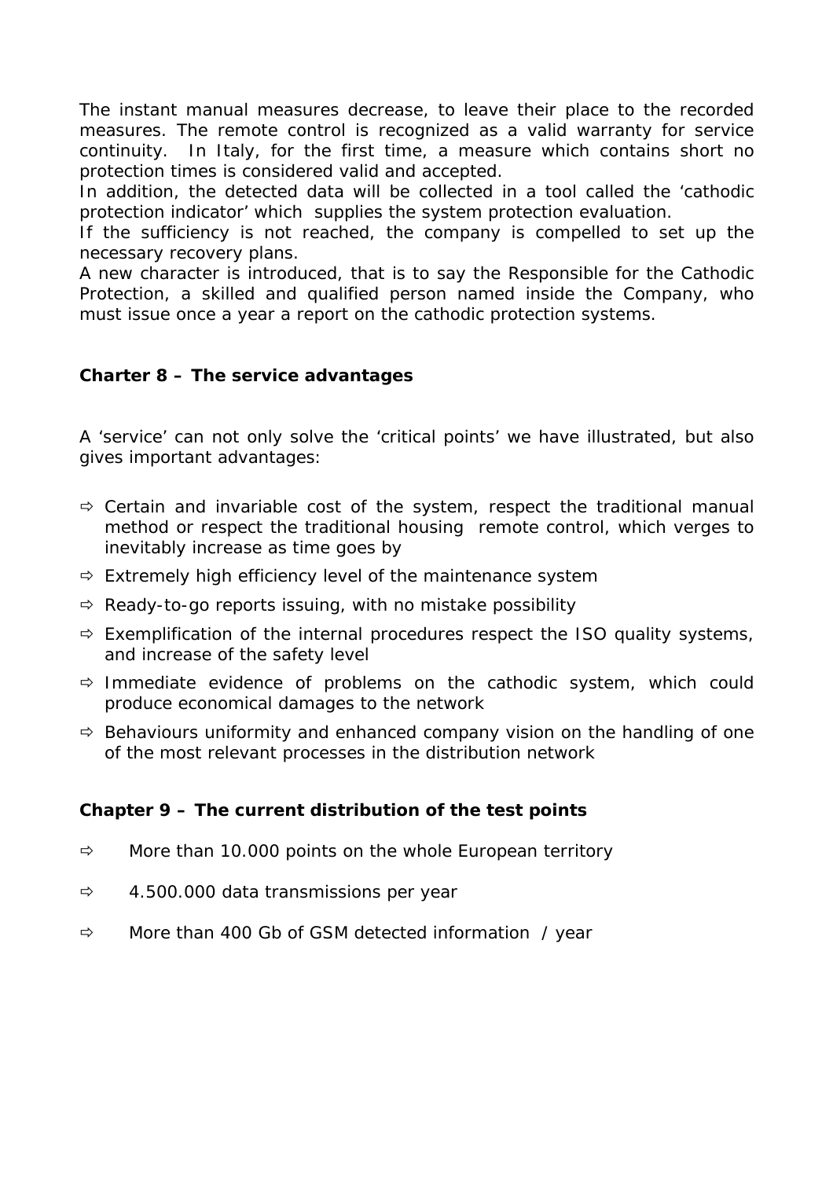The instant manual measures decrease, to leave their place to the recorded measures. The remote control is recognized as a valid warranty for service continuity. In Italy, for the first time, a measure which contains short no protection times is considered valid and accepted.
In addition, the detected data will be collected in a tool called the 'cathodic protection indicator' which supplies the system protection evaluation.
If the sufficiency is not reached, the company is compelled to set up the necessary recovery plans.
A new character is introduced, that is to say the Responsible for the Cathodic Protection, a skilled and qualified person named inside the Company, who must issue once a year a report on the cathodic protection systems.

## Charter 8 – The service advantages

A 'service' can not only solve the 'critical points' we have illustrated, but also gives important advantages:

- ⇨ Certain and invariable cost of the system, respect the traditional manual method or respect the traditional housing remote control, which verges to inevitably increase as time goes by
- ⇨ Extremely high efficiency level of the maintenance system
- ⇨ Ready-to-go reports issuing, with no mistake possibility
- ⇨ Exemplification of the internal procedures respect the ISO quality systems, and increase of the safety level
- ⇨ Immediate evidence of problems on the cathodic system, which could produce economical damages to the network
- ⇨ Behaviours uniformity and enhanced company vision on the handling of one of the most relevant processes in the distribution network

## Chapter 9 – The current distribution of the test points

- ⇨ More than 10.000 points on the whole European territory
- ⇨ 4.500.000 data transmissions per year
- ⇨ More than 400 Gb of GSM detected information / year